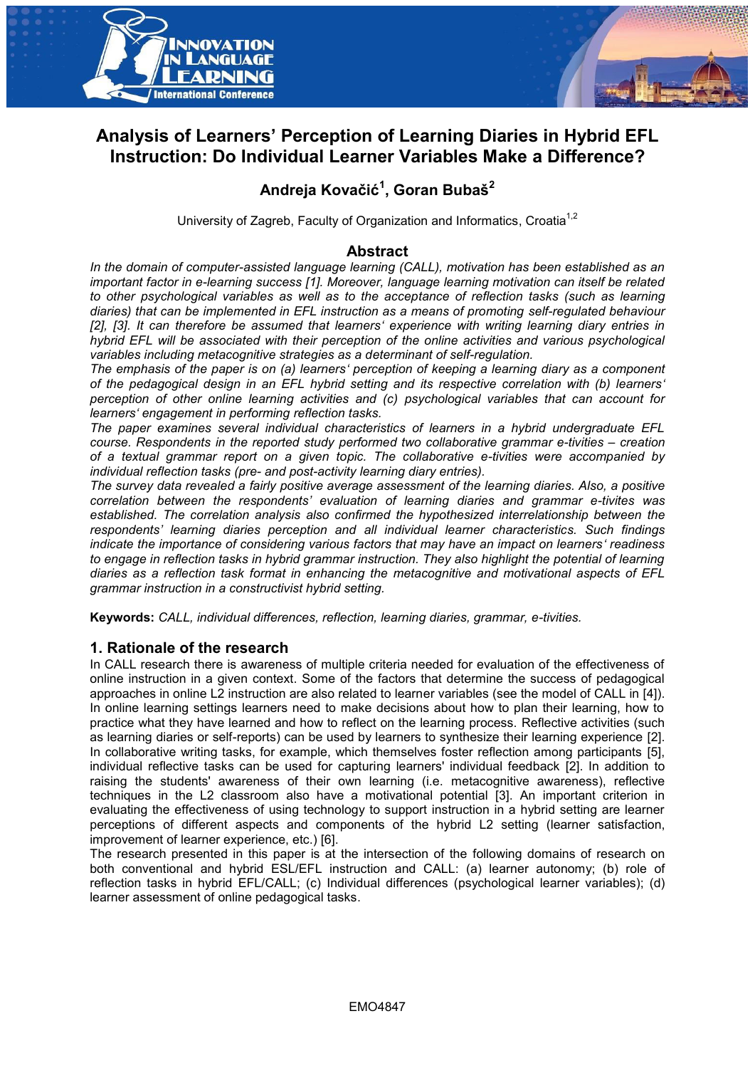# Analysis of Learners' Perception of Learning Diaries in Hybrid EFL Instruction: Do Individual Learner Variables Make a Difference?

**Andreja Kovačić[1], Goran Bubaš[2]**

University of Zagreb, Faculty of Organization and Informatics, Croatia[1,2]

## Abstract

*In the domain of computer-assisted language learning (CALL), motivation has been established as an important factor in e-learning success [1]. Moreover, language learning motivation can itself be related to other psychological variables as well as to the acceptance of reflection tasks (such as learning diaries) that can be implemented in EFL instruction as a means of promoting self-regulated behaviour [2], [3]. It can therefore be assumed that learners' experience with writing learning diary entries in hybrid EFL will be associated with their perception of the online activities and various psychological variables including metacognitive strategies as a determinant of self-regulation.*

*The emphasis of the paper is on (a) learners' perception of keeping a learning diary as a component of the pedagogical design in an EFL hybrid setting and its respective correlation with (b) learners' perception of other online learning activities and (c) psychological variables that can account for learners' engagement in performing reflection tasks.*

*The paper examines several individual characteristics of learners in a hybrid undergraduate EFL course. Respondents in the reported study performed two collaborative grammar e-tivities – creation of a textual grammar report on a given topic. The collaborative e-tivities were accompanied by individual reflection tasks (pre- and post-activity learning diary entries).*

*The survey data revealed a fairly positive average assessment of the learning diaries. Also, a positive correlation between the respondents' evaluation of learning diaries and grammar e-tivites was established. The correlation analysis also confirmed the hypothesized interrelationship between the respondents' learning diaries perception and all individual learner characteristics. Such findings indicate the importance of considering various factors that may have an impact on learners' readiness to engage in reflection tasks in hybrid grammar instruction. They also highlight the potential of learning diaries as a reflection task format in enhancing the metacognitive and motivational aspects of EFL grammar instruction in a constructivist hybrid setting.*

**Keywords:** *CALL, individual differences, reflection, learning diaries, grammar, e-tivities.*

## 1. Rationale of the research

In CALL research there is awareness of multiple criteria needed for evaluation of the effectiveness of online instruction in a given context. Some of the factors that determine the success of pedagogical approaches in online L2 instruction are also related to learner variables (see the model of CALL in [4]). In online learning settings learners need to make decisions about how to plan their learning, how to practice what they have learned and how to reflect on the learning process. Reflective activities (such as learning diaries or self-reports) can be used by learners to synthesize their learning experience [2]. In collaborative writing tasks, for example, which themselves foster reflection among participants [5], individual reflective tasks can be used for capturing learners' individual feedback [2]. In addition to raising the students' awareness of their own learning (i.e. metacognitive awareness), reflective techniques in the L2 classroom also have a motivational potential [3]. An important criterion in evaluating the effectiveness of using technology to support instruction in a hybrid setting are learner perceptions of different aspects and components of the hybrid L2 setting (learner satisfaction, improvement of learner experience, etc.) [6].

The research presented in this paper is at the intersection of the following domains of research on both conventional and hybrid ESL/EFL instruction and CALL: (a) learner autonomy; (b) role of reflection tasks in hybrid EFL/CALL; (c) Individual differences (psychological learner variables); (d) learner assessment of online pedagogical tasks.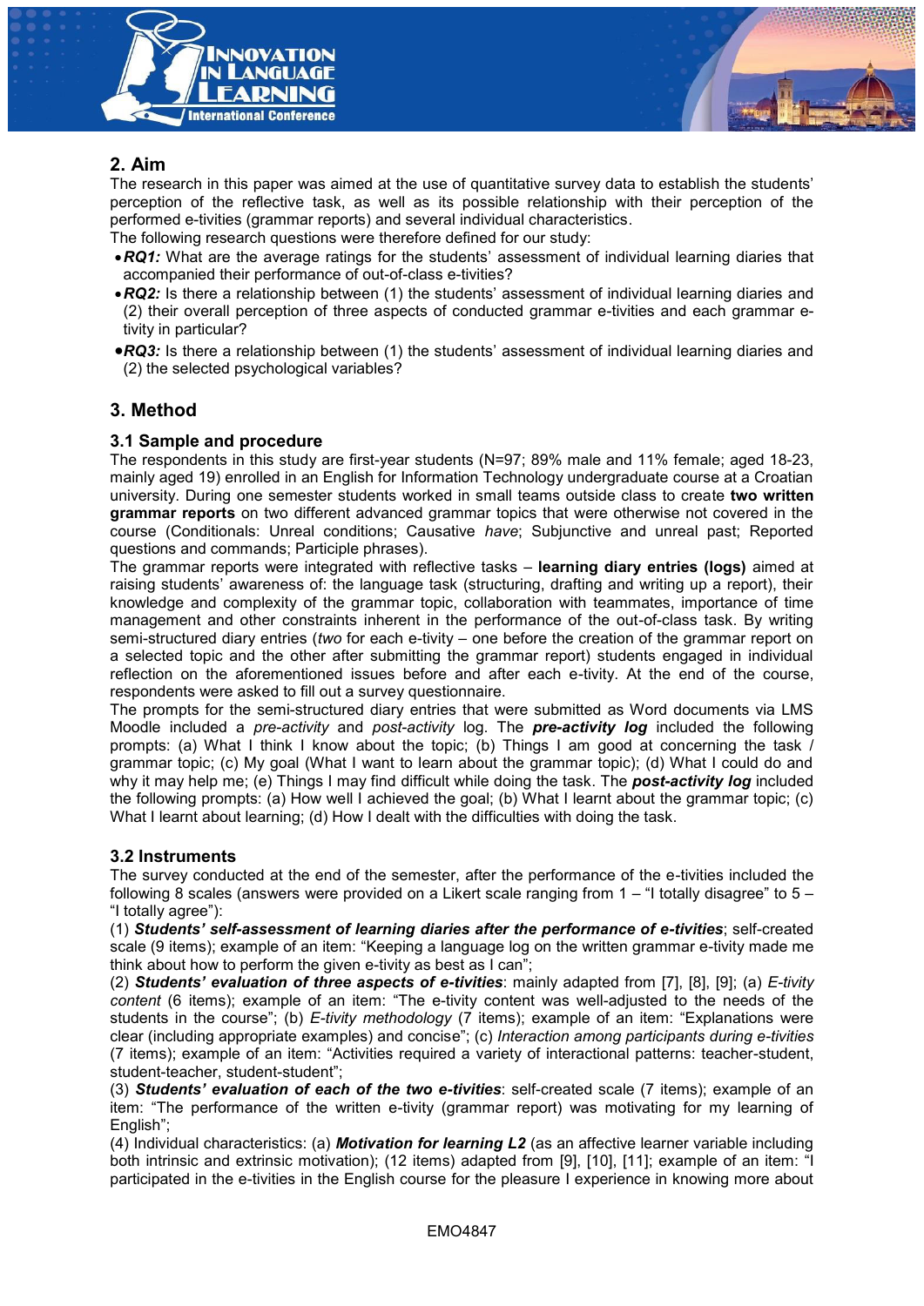## 2. Aim

The research in this paper was aimed at the use of quantitative survey data to establish the students' perception of the reflective task, as well as its possible relationship with their perception of the performed e-tivities (grammar reports) and several individual characteristics.

The following research questions were therefore defined for our study:

- ***RQ1:*** What are the average ratings for the students' assessment of individual learning diaries that accompanied their performance of out-of-class e-tivities?
- ***RQ2:*** Is there a relationship between (1) the students' assessment of individual learning diaries and (2) their overall perception of three aspects of conducted grammar e-tivities and each grammar e-tivity in particular?
- ***RQ3:*** Is there a relationship between (1) the students' assessment of individual learning diaries and (2) the selected psychological variables?

## 3. Method

### 3.1 Sample and procedure

The respondents in this study are first-year students (N=97; 89% male and 11% female; aged 18-23, mainly aged 19) enrolled in an English for Information Technology undergraduate course at a Croatian university. During one semester students worked in small teams outside class to create **two written grammar reports** on two different advanced grammar topics that were otherwise not covered in the course (Conditionals: Unreal conditions; Causative *have*; Subjunctive and unreal past; Reported questions and commands; Participle phrases).

The grammar reports were integrated with reflective tasks – **learning diary entries (logs)** aimed at raising students' awareness of: the language task (structuring, drafting and writing up a report), their knowledge and complexity of the grammar topic, collaboration with teammates, importance of time management and other constraints inherent in the performance of the out-of-class task. By writing semi-structured diary entries (*two* for each e-tivity – one before the creation of the grammar report on a selected topic and the other after submitting the grammar report) students engaged in individual reflection on the aforementioned issues before and after each e-tivity. At the end of the course, respondents were asked to fill out a survey questionnaire.

The prompts for the semi-structured diary entries that were submitted as Word documents via LMS Moodle included a *pre-activity* and *post-activity* log. The ***pre-activity log*** included the following prompts: (a) What I think I know about the topic; (b) Things I am good at concerning the task / grammar topic; (c) My goal (What I want to learn about the grammar topic); (d) What I could do and why it may help me; (e) Things I may find difficult while doing the task. The ***post-activity log*** included the following prompts: (a) How well I achieved the goal; (b) What I learnt about the grammar topic; (c) What I learnt about learning; (d) How I dealt with the difficulties with doing the task.

### 3.2 Instruments

The survey conducted at the end of the semester, after the performance of the e-tivities included the following 8 scales (answers were provided on a Likert scale ranging from 1 – "I totally disagree" to 5 – "I totally agree"):

(1) ***Students' self-assessment of learning diaries after the performance of e-tivities***; self-created scale (9 items); example of an item: "Keeping a language log on the written grammar e-tivity made me think about how to perform the given e-tivity as best as I can";

(2) ***Students' evaluation of three aspects of e-tivities***: mainly adapted from [7], [8], [9]; (a) *E-tivity content* (6 items); example of an item: "The e-tivity content was well-adjusted to the needs of the students in the course"; (b) *E-tivity methodology* (7 items); example of an item: "Explanations were clear (including appropriate examples) and concise"; (c) *Interaction among participants during e-tivities* (7 items); example of an item: "Activities required a variety of interactional patterns: teacher-student, student-teacher, student-student";

(3) ***Students' evaluation of each of the two e-tivities***: self-created scale (7 items); example of an item: "The performance of the written e-tivity (grammar report) was motivating for my learning of English";

(4) Individual characteristics: (a) ***Motivation for learning L2*** (as an affective learner variable including both intrinsic and extrinsic motivation); (12 items) adapted from [9], [10], [11]; example of an item: "I participated in the e-tivities in the English course for the pleasure I experience in knowing more about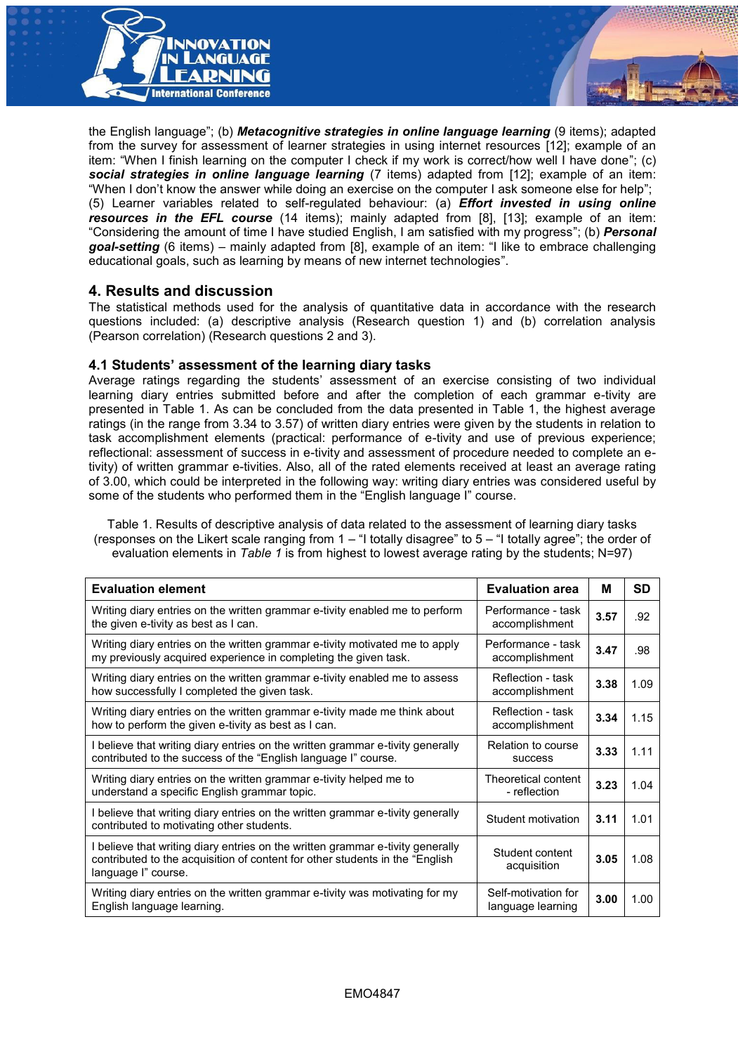the English language"; (b) ***Metacognitive strategies in online language learning*** (9 items); adapted from the survey for assessment of learner strategies in using internet resources [12]; example of an item: "When I finish learning on the computer I check if my work is correct/how well I have done"; (c) ***social strategies in online language learning*** (7 items) adapted from [12]; example of an item: "When I don't know the answer while doing an exercise on the computer I ask someone else for help"; (5) Learner variables related to self-regulated behaviour: (a) ***Effort invested in using online resources in the EFL course*** (14 items); mainly adapted from [8], [13]; example of an item: "Considering the amount of time I have studied English, I am satisfied with my progress"; (b) ***Personal goal-setting*** (6 items) – mainly adapted from [8], example of an item: "I like to embrace challenging educational goals, such as learning by means of new internet technologies".

## 4. Results and discussion

The statistical methods used for the analysis of quantitative data in accordance with the research questions included: (a) descriptive analysis (Research question 1) and (b) correlation analysis (Pearson correlation) (Research questions 2 and 3).

### 4.1 Students' assessment of the learning diary tasks

Average ratings regarding the students' assessment of an exercise consisting of two individual learning diary entries submitted before and after the completion of each grammar e-tivity are presented in Table 1. As can be concluded from the data presented in Table 1, the highest average ratings (in the range from 3.34 to 3.57) of written diary entries were given by the students in relation to task accomplishment elements (practical: performance of e-tivity and use of previous experience; reflectional: assessment of success in e-tivity and assessment of procedure needed to complete an e-tivity) of written grammar e-tivities. Also, all of the rated elements received at least an average rating of 3.00, which could be interpreted in the following way: writing diary entries was considered useful by some of the students who performed them in the "English language I" course.

Table 1. Results of descriptive analysis of data related to the assessment of learning diary tasks (responses on the Likert scale ranging from 1 – "I totally disagree" to 5 – "I totally agree"; the order of evaluation elements in *Table 1* is from highest to lowest average rating by the students; N=97)

| Evaluation element | Evaluation area | M | SD |
|---|---|---|---|
| Writing diary entries on the written grammar e-tivity enabled me to perform the given e-tivity as best as I can. | Performance - task accomplishment | **3.57** | .92 |
| Writing diary entries on the written grammar e-tivity motivated me to apply my previously acquired experience in completing the given task. | Performance - task accomplishment | **3.47** | .98 |
| Writing diary entries on the written grammar e-tivity enabled me to assess how successfully I completed the given task. | Reflection - task accomplishment | **3.38** | 1.09 |
| Writing diary entries on the written grammar e-tivity made me think about how to perform the given e-tivity as best as I can. | Reflection - task accomplishment | **3.34** | 1.15 |
| I believe that writing diary entries on the written grammar e-tivity generally contributed to the success of the "English language I" course. | Relation to course success | **3.33** | 1.11 |
| Writing diary entries on the written grammar e-tivity helped me to understand a specific English grammar topic. | Theoretical content - reflection | **3.23** | 1.04 |
| I believe that writing diary entries on the written grammar e-tivity generally contributed to motivating other students. | Student motivation | **3.11** | 1.01 |
| I believe that writing diary entries on the written grammar e-tivity generally contributed to the acquisition of content for other students in the "English language I" course. | Student content acquisition | **3.05** | 1.08 |
| Writing diary entries on the written grammar e-tivity was motivating for my English language learning. | Self-motivation for language learning | **3.00** | 1.00 |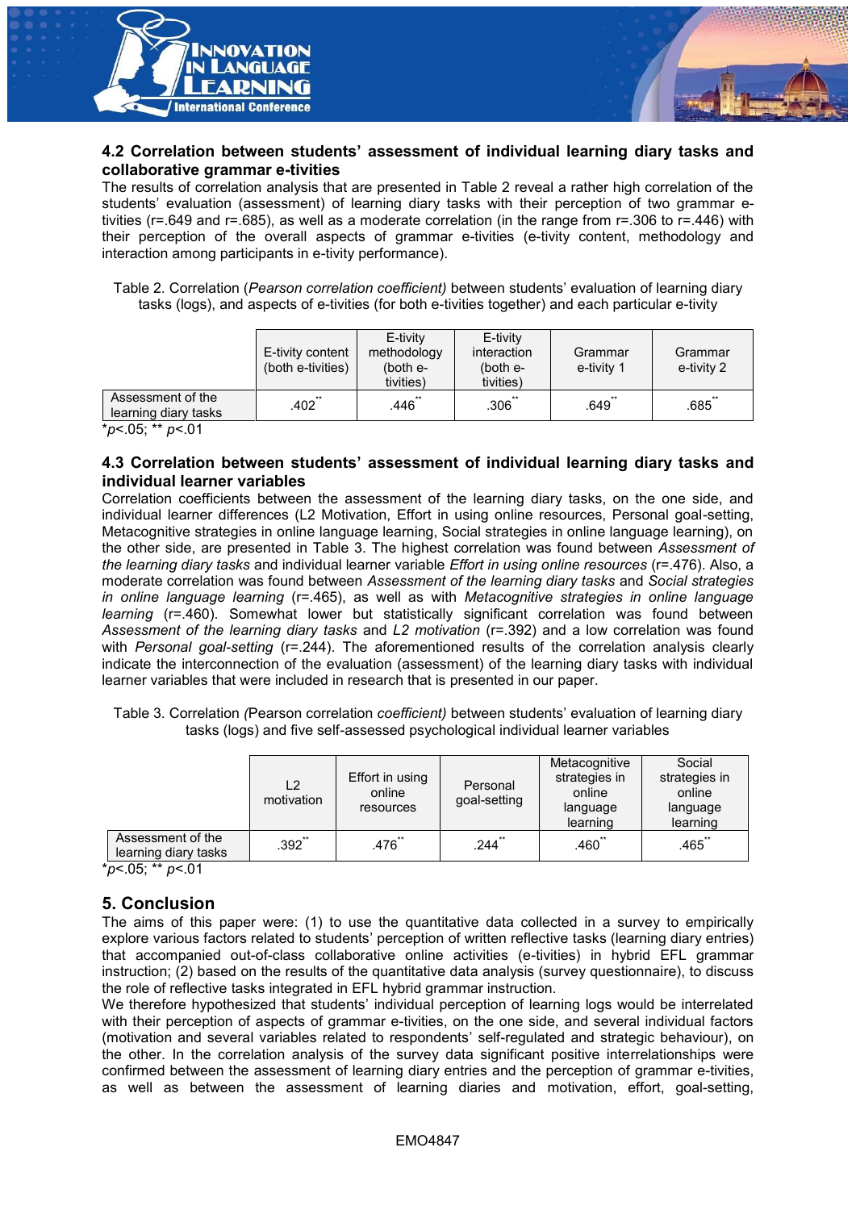### 4.2 Correlation between students' assessment of individual learning diary tasks and collaborative grammar e-tivities

The results of correlation analysis that are presented in Table 2 reveal a rather high correlation of the students' evaluation (assessment) of learning diary tasks with their perception of two grammar e-tivities (r=.649 and r=.685), as well as a moderate correlation (in the range from r=.306 to r=.446) with their perception of the overall aspects of grammar e-tivities (e-tivity content, methodology and interaction among participants in e-tivity performance).

Table 2. Correlation (*Pearson correlation coefficient)* between students' evaluation of learning diary tasks (logs), and aspects of e-tivities (for both e-tivities together) and each particular e-tivity

| | E-tivity content (both e-tivities) | E-tivity methodology (both e-tivities) | E-tivity interaction (both e-tivities) | Grammar e-tivity 1 | Grammar e-tivity 2 |
|---|---|---|---|---|---|
| Assessment of the learning diary tasks | .402** | .446** | .306** | .649** | .685** |

*$p$<.05; ** $p$<.01

### 4.3 Correlation between students' assessment of individual learning diary tasks and individual learner variables

Correlation coefficients between the assessment of the learning diary tasks, on the one side, and individual learner differences (L2 Motivation, Effort in using online resources, Personal goal-setting, Metacognitive strategies in online language learning, Social strategies in online language learning), on the other side, are presented in Table 3. The highest correlation was found between *Assessment of the learning diary tasks* and individual learner variable *Effort in using online resources* (r=.476). Also, a moderate correlation was found between *Assessment of the learning diary tasks* and *Social strategies in online language learning* (r=.465), as well as with *Metacognitive strategies in online language learning* (r=.460). Somewhat lower but statistically significant correlation was found between *Assessment of the learning diary tasks* and *L2 motivation* (r=.392) and a low correlation was found with *Personal goal-setting* (r=.244). The aforementioned results of the correlation analysis clearly indicate the interconnection of the evaluation (assessment) of the learning diary tasks with individual learner variables that were included in research that is presented in our paper.

Table 3. Correlation *(*Pearson correlation *coefficient)* between students' evaluation of learning diary tasks (logs) and five self-assessed psychological individual learner variables

| | L2 motivation | Effort in using online resources | Personal goal-setting | Metacognitive strategies in online language learning | Social strategies in online language learning |
|---|---|---|---|---|---|
| Assessment of the learning diary tasks | .392** | .476** | .244** | .460** | .465** |

*$p$<.05; ** $p$<.01

## 5. Conclusion

The aims of this paper were: (1) to use the quantitative data collected in a survey to empirically explore various factors related to students' perception of written reflective tasks (learning diary entries) that accompanied out-of-class collaborative online activities (e-tivities) in hybrid EFL grammar instruction; (2) based on the results of the quantitative data analysis (survey questionnaire), to discuss the role of reflective tasks integrated in EFL hybrid grammar instruction.

We therefore hypothesized that students' individual perception of learning logs would be interrelated with their perception of aspects of grammar e-tivities, on the one side, and several individual factors (motivation and several variables related to respondents' self-regulated and strategic behaviour), on the other. In the correlation analysis of the survey data significant positive interrelationships were confirmed between the assessment of learning diary entries and the perception of grammar e-tivities, as well as between the assessment of learning diaries and motivation, effort, goal-setting,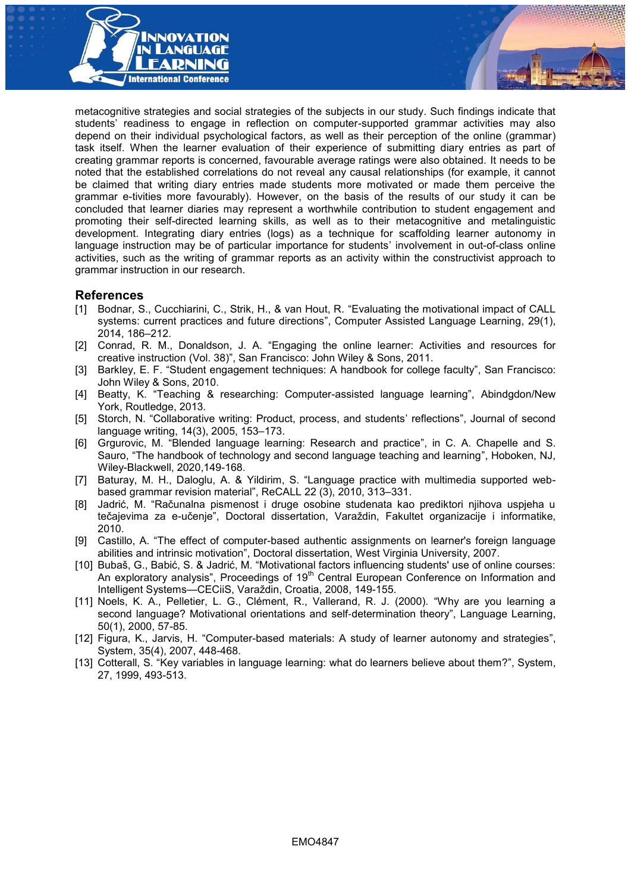metacognitive strategies and social strategies of the subjects in our study. Such findings indicate that students' readiness to engage in reflection on computer-supported grammar activities may also depend on their individual psychological factors, as well as their perception of the online (grammar) task itself. When the learner evaluation of their experience of submitting diary entries as part of creating grammar reports is concerned, favourable average ratings were also obtained. It needs to be noted that the established correlations do not reveal any causal relationships (for example, it cannot be claimed that writing diary entries made students more motivated or made them perceive the grammar e-tivities more favourably). However, on the basis of the results of our study it can be concluded that learner diaries may represent a worthwhile contribution to student engagement and promoting their self-directed learning skills, as well as to their metacognitive and metalinguistic development. Integrating diary entries (logs) as a technique for scaffolding learner autonomy in language instruction may be of particular importance for students' involvement in out-of-class online activities, such as the writing of grammar reports as an activity within the constructivist approach to grammar instruction in our research.

## References

[1] Bodnar, S., Cucchiarini, C., Strik, H., & van Hout, R. "Evaluating the motivational impact of CALL systems: current practices and future directions", Computer Assisted Language Learning, 29(1), 2014, 186–212.

[2] Conrad, R. M., Donaldson, J. A. "Engaging the online learner: Activities and resources for creative instruction (Vol. 38)", San Francisco: John Wiley & Sons, 2011.

[3] Barkley, E. F. "Student engagement techniques: A handbook for college faculty", San Francisco: John Wiley & Sons, 2010.

[4] Beatty, K. "Teaching & researching: Computer-assisted language learning", Abindgdon/New York, Routledge, 2013.

[5] Storch, N. "Collaborative writing: Product, process, and students' reflections", Journal of second language writing, 14(3), 2005, 153–173.

[6] Grgurovic, M. "Blended language learning: Research and practice", in C. A. Chapelle and S. Sauro, "The handbook of technology and second language teaching and learning", Hoboken, NJ, Wiley-Blackwell, 2020,149-168.

[7] Baturay, M. H., Daloglu, A. & Yildirim, S. "Language practice with multimedia supported web-based grammar revision material", ReCALL 22 (3), 2010, 313–331.

[8] Jadrić, M. "Računalna pismenost i druge osobine studenata kao prediktori njihova uspjeha u tečajevima za e-učenje", Doctoral dissertation, Varaždin, Fakultet organizacije i informatike, 2010.

[9] Castillo, A. "The effect of computer-based authentic assignments on learner's foreign language abilities and intrinsic motivation", Doctoral dissertation, West Virginia University, 2007.

[10] Bubaš, G., Babić, S. & Jadrić, M. "Motivational factors influencing students' use of online courses: An exploratory analysis", Proceedings of 19th Central European Conference on Information and Intelligent Systems—CECiiS, Varaždin, Croatia, 2008, 149-155.

[11] Noels, K. A., Pelletier, L. G., Clément, R., Vallerand, R. J. (2000). "Why are you learning a second language? Motivational orientations and self-determination theory", Language Learning, 50(1), 2000, 57-85.

[12] Figura, K., Jarvis, H. "Computer-based materials: A study of learner autonomy and strategies", System, 35(4), 2007, 448-468.

[13] Cotterall, S. "Key variables in language learning: what do learners believe about them?", System, 27, 1999, 493-513.